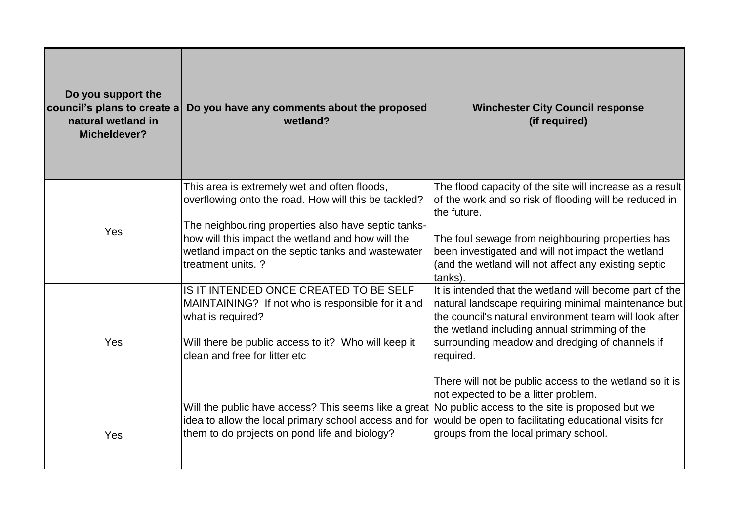| Do you support the council's plans to create a natural wetland in Micheldever? | Do you have any comments about the proposed wetland? | Winchester City Council response (if required) |
|---|---|---|
| Yes | This area is extremely wet and often floods, overflowing onto the road. How will this be tackled?<br><br>The neighbouring properties also have septic tanks- how will this impact the wetland and how will the wetland impact on the septic tanks and wastewater treatment units. ? | The flood capacity of the site will increase as a result of the work and so risk of flooding will be reduced in the future.<br><br>The foul sewage from neighbouring properties has been investigated and will not impact the wetland (and the wetland will not affect any existing septic tanks). |
| Yes | IS IT INTENDED ONCE CREATED TO BE SELF MAINTAINING? If not who is responsible for it and what is required?<br><br>Will there be public access to it? Who will keep it clean and free for litter etc | It is intended that the wetland will become part of the natural landscape requiring minimal maintenance but the council's natural environment team will look after the wetland including annual strimming of the surrounding meadow and dredging of channels if required.<br><br>There will not be public access to the wetland so it is not expected to be a litter problem. |
| Yes | Will the public have access? This seems like a great idea to allow the local primary school access and for them to do projects on pond life and biology? | No public access to the site is proposed but we would be open to facilitating educational visits for groups from the local primary school. |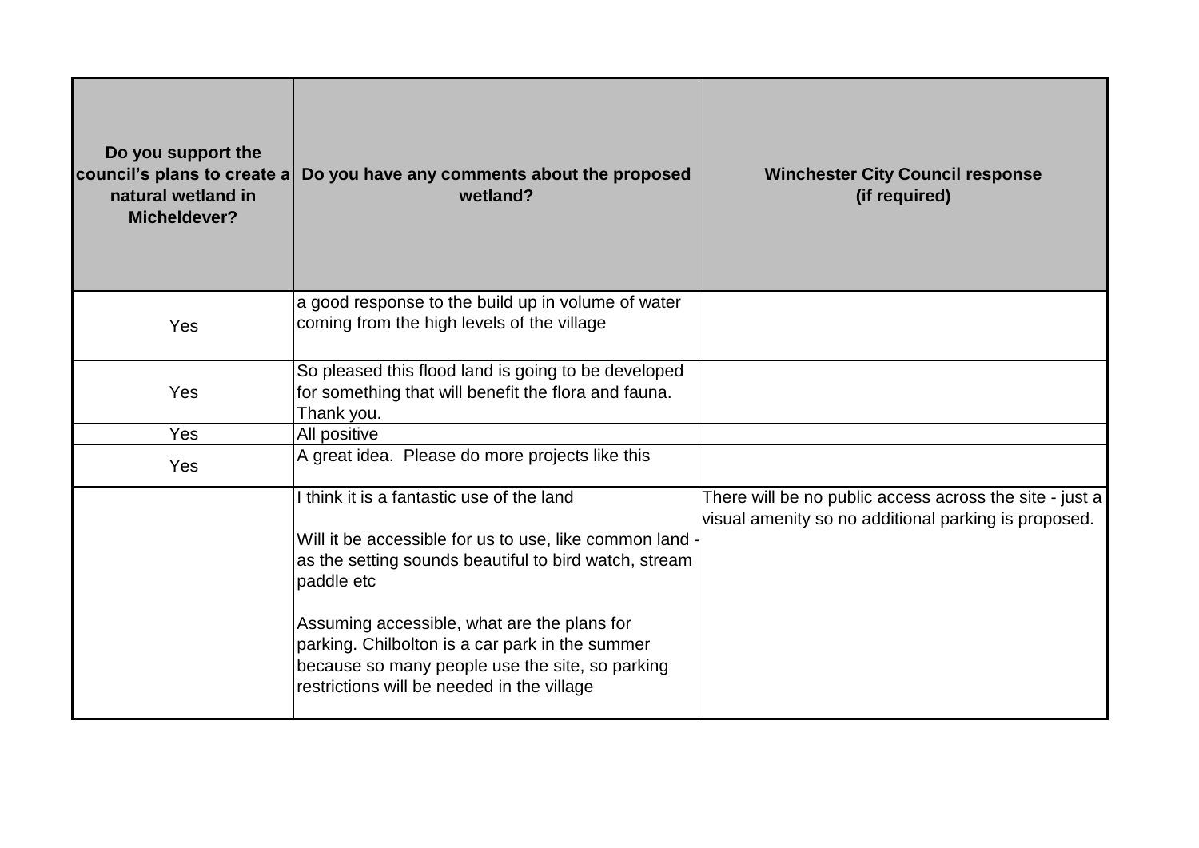| Do you support the council's plans to create a natural wetland in Micheldever? | Do you have any comments about the proposed wetland? | Winchester City Council response (if required) |
|---|---|---|
| Yes | a good response to the build up in volume of water coming from the high levels of the village | |
| Yes | So pleased this flood land is going to be developed for something that will benefit the flora and fauna. Thank you. | |
| Yes | All positive | |
| Yes | A great idea. Please do more projects like this | |
| | I think it is a fantastic use of the land<br><br>Will it be accessible for us to use, like common land - as the setting sounds beautiful to bird watch, stream paddle etc<br><br>Assuming accessible, what are the plans for parking. Chilbolton is a car park in the summer because so many people use the site, so parking restrictions will be needed in the village | There will be no public access across the site - just a visual amenity so no additional parking is proposed. |